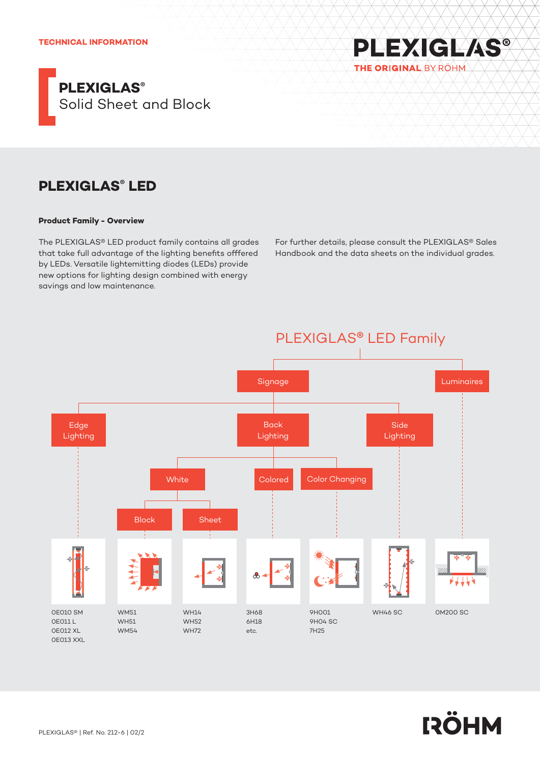TECHNICAL INFORMATION

# PLEXIGLAS®
Solid Sheet and Block

## PLEXIGLAS® LED

### Product Family - Overview

The PLEXIGLAS® LED product family contains all grades that take full advantage of the lighting benefits offfered by LEDs. Versatile lightemitting diodes (LEDs) provide new options for lighting design combined with energy savings and low maintenance.

For further details, please consult the PLEXIGLAS® Sales Handbook and the data sheets on the individual grades.

PLEXIGLAS® LED Family

- Signage
  - Edge Lighting
    - 0E010 SM, 0E011 L, 0E012 XL, 0E013 XXL
  - Back Lighting
    - White
      - Block: WM51, WH51, WM54
      - Sheet: WH14, WH52, WH72
    - Colored: 3H68, 6H18, etc.
    - Color Changing: 9H001, 9H04 SC, 7H25
  - Side Lighting
    - WH46 SC
- Luminaires
  - 0M200 SC

PLEXIGLAS® | Ref. No. 212-6 | 02/2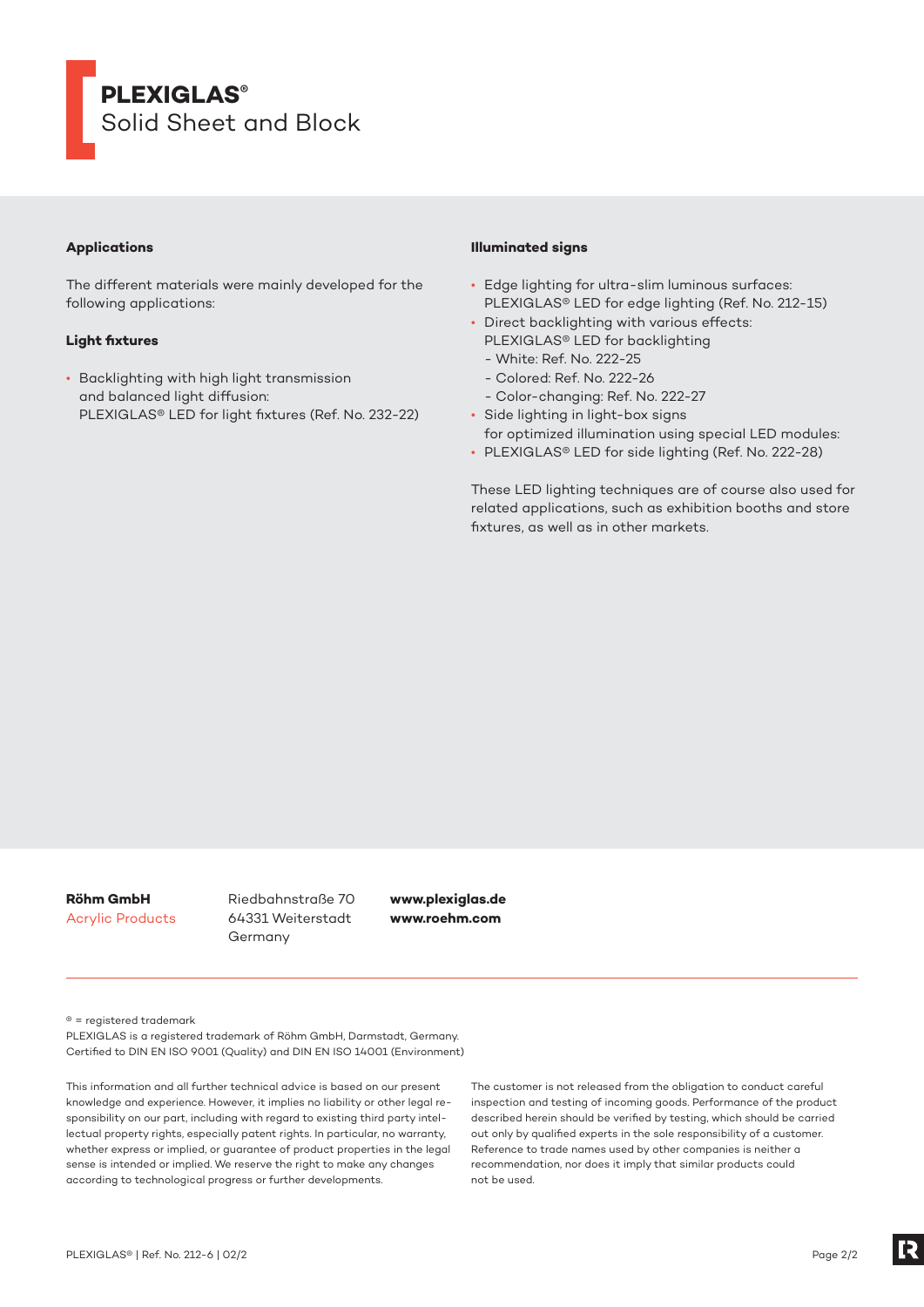# PLEXIGLAS®
Solid Sheet and Block

## Applications

The different materials were mainly developed for the following applications:

### Light fixtures

- Backlighting with high light transmission and balanced light diffusion: PLEXIGLAS® LED for light fixtures (Ref. No. 232-22)

### Illuminated signs

- Edge lighting for ultra-slim luminous surfaces: PLEXIGLAS® LED for edge lighting (Ref. No. 212-15)
- Direct backlighting with various effects: PLEXIGLAS® LED for backlighting
  - White: Ref. No. 222-25
  - Colored: Ref. No. 222-26
  - Color-changing: Ref. No. 222-27
- Side lighting in light-box signs for optimized illumination using special LED modules:
- PLEXIGLAS® LED for side lighting (Ref. No. 222-28)

These LED lighting techniques are of course also used for related applications, such as exhibition booths and store fixtures, as well as in other markets.

**Röhm GmbH**
Acrylic Products

Riedbahnstraße 70
64331 Weiterstadt
Germany

**www.plexiglas.de**
**www.roehm.com**

® = registered trademark
PLEXIGLAS is a registered trademark of Röhm GmbH, Darmstadt, Germany.
Certified to DIN EN ISO 9001 (Quality) and DIN EN ISO 14001 (Environment)

This information and all further technical advice is based on our present knowledge and experience. However, it implies no liability or other legal responsibility on our part, including with regard to existing third party intellectual property rights, especially patent rights. In particular, no warranty, whether express or implied, or guarantee of product properties in the legal sense is intended or implied. We reserve the right to make any changes according to technological progress or further developments.

The customer is not released from the obligation to conduct careful inspection and testing of incoming goods. Performance of the product described herein should be verified by testing, which should be carried out only by qualified experts in the sole responsibility of a customer. Reference to trade names used by other companies is neither a recommendation, nor does it imply that similar products could not be used.

PLEXIGLAS® | Ref. No. 212-6 | 02/2